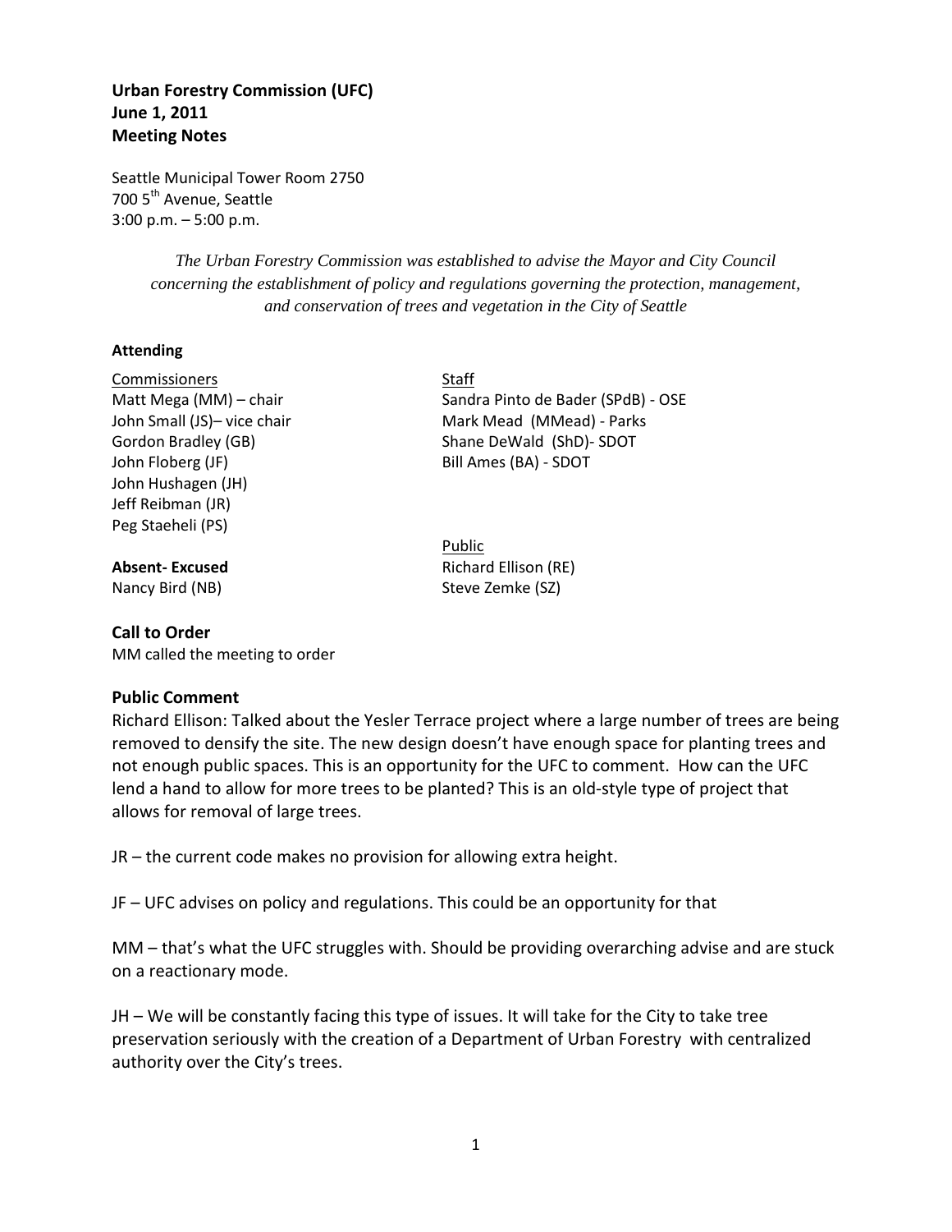**Urban Forestry Commission (UFC)**
**June 1, 2011**
**Meeting Notes**

Seattle Municipal Tower Room 2750
700 5th Avenue, Seattle
3:00 p.m. – 5:00 p.m.

*The Urban Forestry Commission was established to advise the Mayor and City Council concerning the establishment of policy and regulations governing the protection, management, and conservation of trees and vegetation in the City of Seattle*

**Attending**

Commissioners
Matt Mega (MM) – chair
John Small (JS)– vice chair
Gordon Bradley (GB)
John Floberg (JF)
John Hushagen (JH)
Jeff Reibman (JR)
Peg Staeheli (PS)

**Absent- Excused**
Nancy Bird (NB)

Staff
Sandra Pinto de Bader (SPdB) - OSE
Mark Mead (MMead) - Parks
Shane DeWald (ShD)- SDOT
Bill Ames (BA) - SDOT

Public
Richard Ellison (RE)
Steve Zemke (SZ)

## Call to Order

MM called the meeting to order

## Public Comment

Richard Ellison: Talked about the Yesler Terrace project where a large number of trees are being removed to densify the site. The new design doesn't have enough space for planting trees and not enough public spaces. This is an opportunity for the UFC to comment. How can the UFC lend a hand to allow for more trees to be planted? This is an old-style type of project that allows for removal of large trees.

JR – the current code makes no provision for allowing extra height.

JF – UFC advises on policy and regulations. This could be an opportunity for that

MM – that's what the UFC struggles with. Should be providing overarching advise and are stuck on a reactionary mode.

JH – We will be constantly facing this type of issues. It will take for the City to take tree preservation seriously with the creation of a Department of Urban Forestry with centralized authority over the City's trees.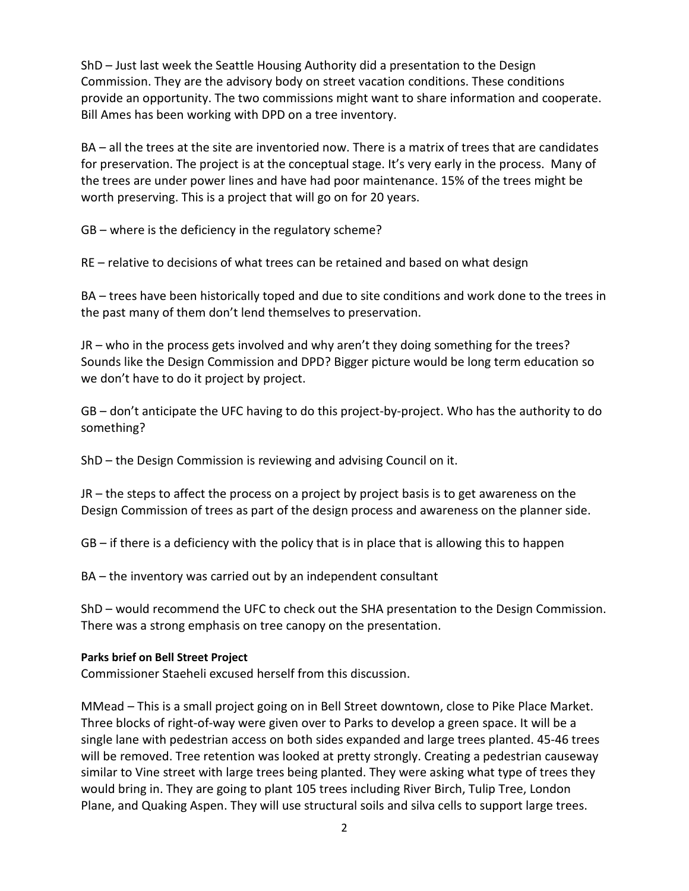ShD – Just last week the Seattle Housing Authority did a presentation to the Design Commission. They are the advisory body on street vacation conditions. These conditions provide an opportunity. The two commissions might want to share information and cooperate. Bill Ames has been working with DPD on a tree inventory.

BA – all the trees at the site are inventoried now. There is a matrix of trees that are candidates for preservation. The project is at the conceptual stage. It's very early in the process. Many of the trees are under power lines and have had poor maintenance. 15% of the trees might be worth preserving. This is a project that will go on for 20 years.

GB – where is the deficiency in the regulatory scheme?

RE – relative to decisions of what trees can be retained and based on what design

BA – trees have been historically toped and due to site conditions and work done to the trees in the past many of them don't lend themselves to preservation.

JR – who in the process gets involved and why aren't they doing something for the trees? Sounds like the Design Commission and DPD? Bigger picture would be long term education so we don't have to do it project by project.

GB – don't anticipate the UFC having to do this project-by-project. Who has the authority to do something?

ShD – the Design Commission is reviewing and advising Council on it.

JR – the steps to affect the process on a project by project basis is to get awareness on the Design Commission of trees as part of the design process and awareness on the planner side.

GB – if there is a deficiency with the policy that is in place that is allowing this to happen

BA – the inventory was carried out by an independent consultant

ShD – would recommend the UFC to check out the SHA presentation to the Design Commission. There was a strong emphasis on tree canopy on the presentation.

**Parks brief on Bell Street Project**

Commissioner Staeheli excused herself from this discussion.

MMead – This is a small project going on in Bell Street downtown, close to Pike Place Market. Three blocks of right-of-way were given over to Parks to develop a green space. It will be a single lane with pedestrian access on both sides expanded and large trees planted. 45-46 trees will be removed. Tree retention was looked at pretty strongly. Creating a pedestrian causeway similar to Vine street with large trees being planted. They were asking what type of trees they would bring in. They are going to plant 105 trees including River Birch, Tulip Tree, London Plane, and Quaking Aspen. They will use structural soils and silva cells to support large trees.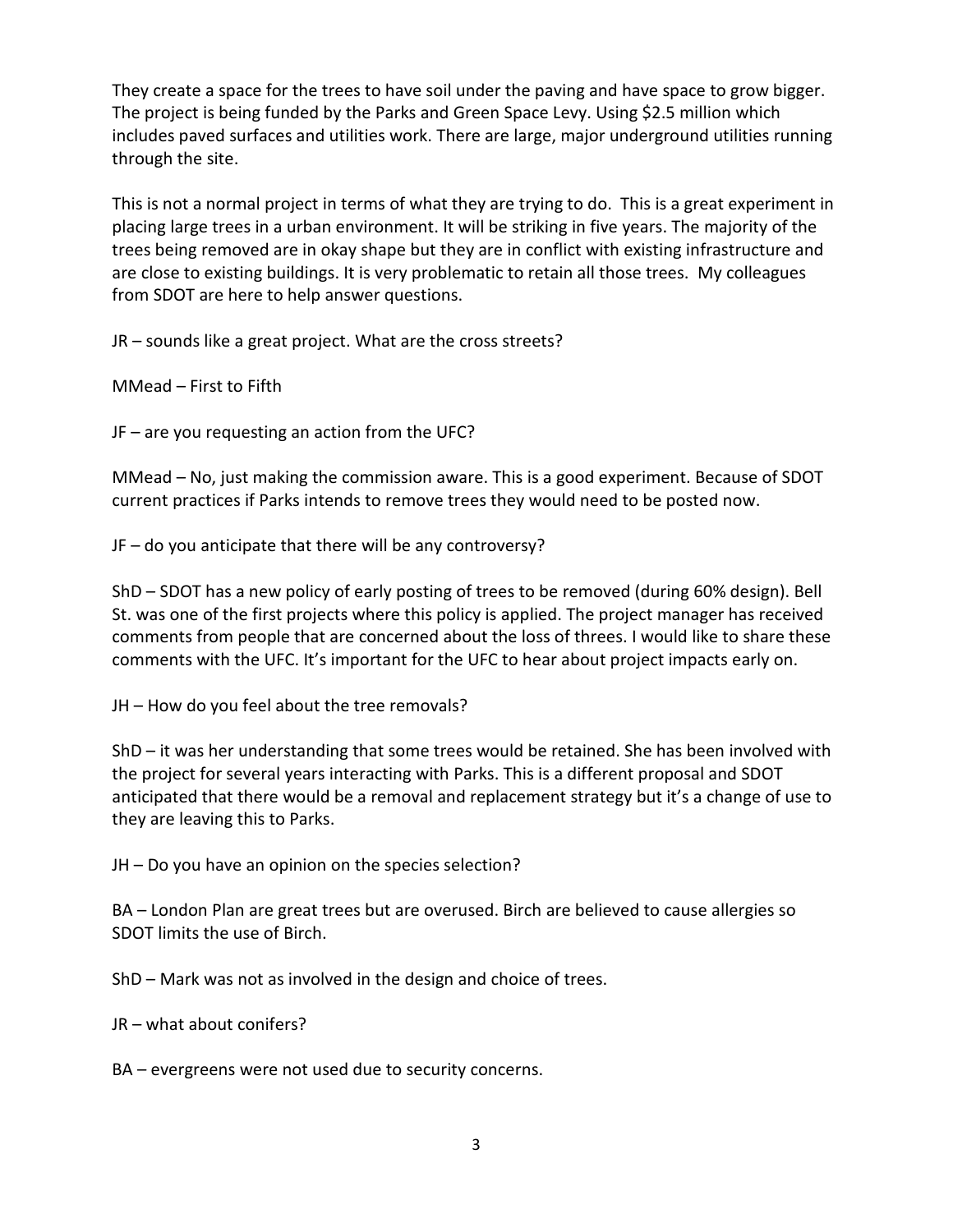They create a space for the trees to have soil under the paving and have space to grow bigger. The project is being funded by the Parks and Green Space Levy. Using $2.5 million which includes paved surfaces and utilities work. There are large, major underground utilities running through the site.

This is not a normal project in terms of what they are trying to do. This is a great experiment in placing large trees in a urban environment. It will be striking in five years. The majority of the trees being removed are in okay shape but they are in conflict with existing infrastructure and are close to existing buildings. It is very problematic to retain all those trees. My colleagues from SDOT are here to help answer questions.

JR – sounds like a great project. What are the cross streets?

MMead – First to Fifth

JF – are you requesting an action from the UFC?

MMead – No, just making the commission aware. This is a good experiment. Because of SDOT current practices if Parks intends to remove trees they would need to be posted now.

JF – do you anticipate that there will be any controversy?

ShD – SDOT has a new policy of early posting of trees to be removed (during 60% design). Bell St. was one of the first projects where this policy is applied. The project manager has received comments from people that are concerned about the loss of threes. I would like to share these comments with the UFC. It's important for the UFC to hear about project impacts early on.

JH – How do you feel about the tree removals?

ShD – it was her understanding that some trees would be retained. She has been involved with the project for several years interacting with Parks. This is a different proposal and SDOT anticipated that there would be a removal and replacement strategy but it's a change of use to they are leaving this to Parks.

JH – Do you have an opinion on the species selection?

BA – London Plan are great trees but are overused. Birch are believed to cause allergies so SDOT limits the use of Birch.

ShD – Mark was not as involved in the design and choice of trees.

JR – what about conifers?

BA – evergreens were not used due to security concerns.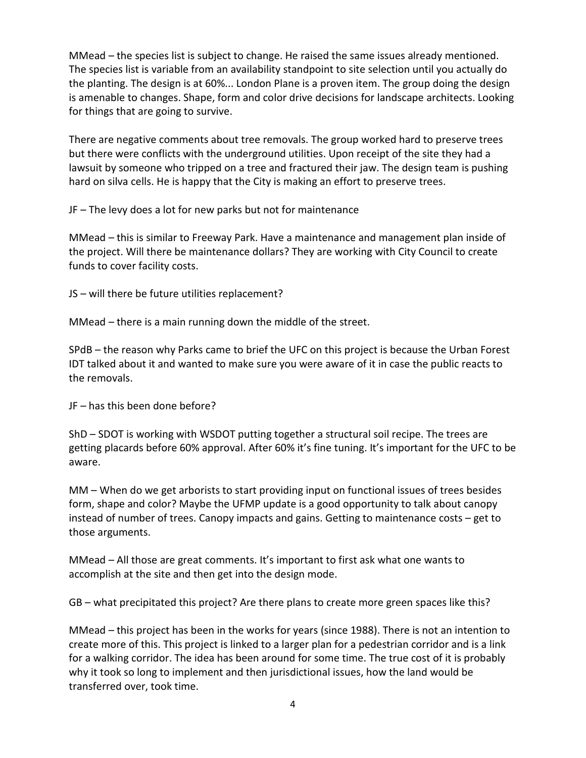MMead – the species list is subject to change. He raised the same issues already mentioned. The species list is variable from an availability standpoint to site selection until you actually do the planting. The design is at 60%... London Plane is a proven item. The group doing the design is amenable to changes. Shape, form and color drive decisions for landscape architects. Looking for things that are going to survive.

There are negative comments about tree removals. The group worked hard to preserve trees but there were conflicts with the underground utilities. Upon receipt of the site they had a lawsuit by someone who tripped on a tree and fractured their jaw. The design team is pushing hard on silva cells. He is happy that the City is making an effort to preserve trees.

JF – The levy does a lot for new parks but not for maintenance

MMead – this is similar to Freeway Park. Have a maintenance and management plan inside of the project. Will there be maintenance dollars? They are working with City Council to create funds to cover facility costs.

JS – will there be future utilities replacement?

MMead – there is a main running down the middle of the street.

SPdB – the reason why Parks came to brief the UFC on this project is because the Urban Forest IDT talked about it and wanted to make sure you were aware of it in case the public reacts to the removals.

JF – has this been done before?

ShD – SDOT is working with WSDOT putting together a structural soil recipe. The trees are getting placards before 60% approval. After 60% it's fine tuning. It's important for the UFC to be aware.

MM – When do we get arborists to start providing input on functional issues of trees besides form, shape and color? Maybe the UFMP update is a good opportunity to talk about canopy instead of number of trees. Canopy impacts and gains. Getting to maintenance costs – get to those arguments.

MMead – All those are great comments. It's important to first ask what one wants to accomplish at the site and then get into the design mode.

GB – what precipitated this project? Are there plans to create more green spaces like this?

MMead – this project has been in the works for years (since 1988). There is not an intention to create more of this. This project is linked to a larger plan for a pedestrian corridor and is a link for a walking corridor. The idea has been around for some time. The true cost of it is probably why it took so long to implement and then jurisdictional issues, how the land would be transferred over, took time.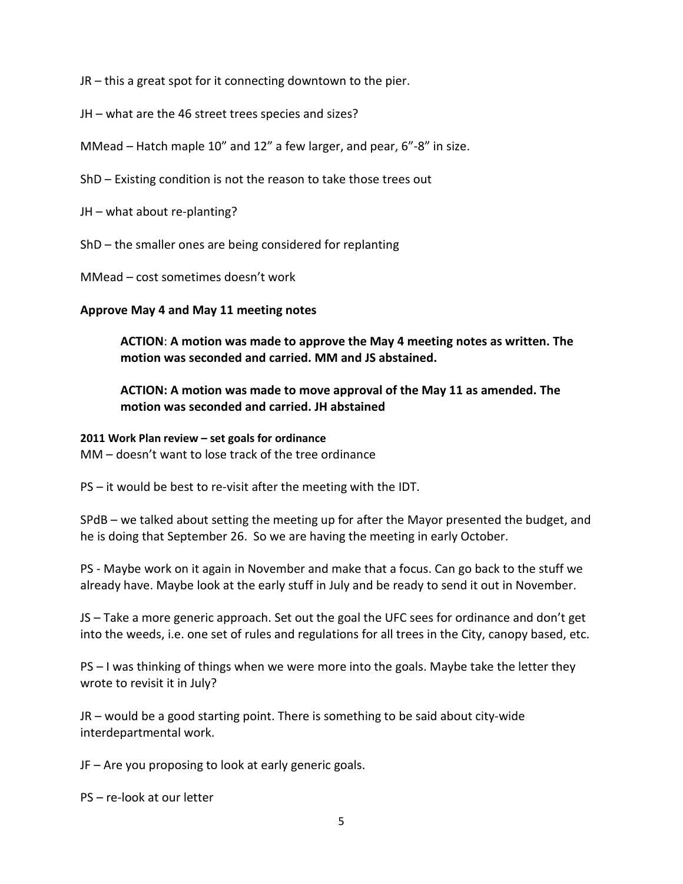JR – this a great spot for it connecting downtown to the pier.

JH – what are the 46 street trees species and sizes?

MMead – Hatch maple 10" and 12" a few larger, and pear, 6"-8" in size.

ShD – Existing condition is not the reason to take those trees out

JH – what about re-planting?

ShD – the smaller ones are being considered for replanting

MMead – cost sometimes doesn't work

**Approve May 4 and May 11 meeting notes**

> **ACTION**: **A motion was made to approve the May 4 meeting notes as written. The motion was seconded and carried. MM and JS abstained.**
>
> **ACTION: A motion was made to move approval of the May 11 as amended. The motion was seconded and carried. JH abstained**

**2011 Work Plan review – set goals for ordinance**

MM – doesn't want to lose track of the tree ordinance

PS – it would be best to re-visit after the meeting with the IDT.

SPdB – we talked about setting the meeting up for after the Mayor presented the budget, and he is doing that September 26. So we are having the meeting in early October.

PS - Maybe work on it again in November and make that a focus. Can go back to the stuff we already have. Maybe look at the early stuff in July and be ready to send it out in November.

JS – Take a more generic approach. Set out the goal the UFC sees for ordinance and don't get into the weeds, i.e. one set of rules and regulations for all trees in the City, canopy based, etc.

PS – I was thinking of things when we were more into the goals. Maybe take the letter they wrote to revisit it in July?

JR – would be a good starting point. There is something to be said about city-wide interdepartmental work.

JF – Are you proposing to look at early generic goals.

PS – re-look at our letter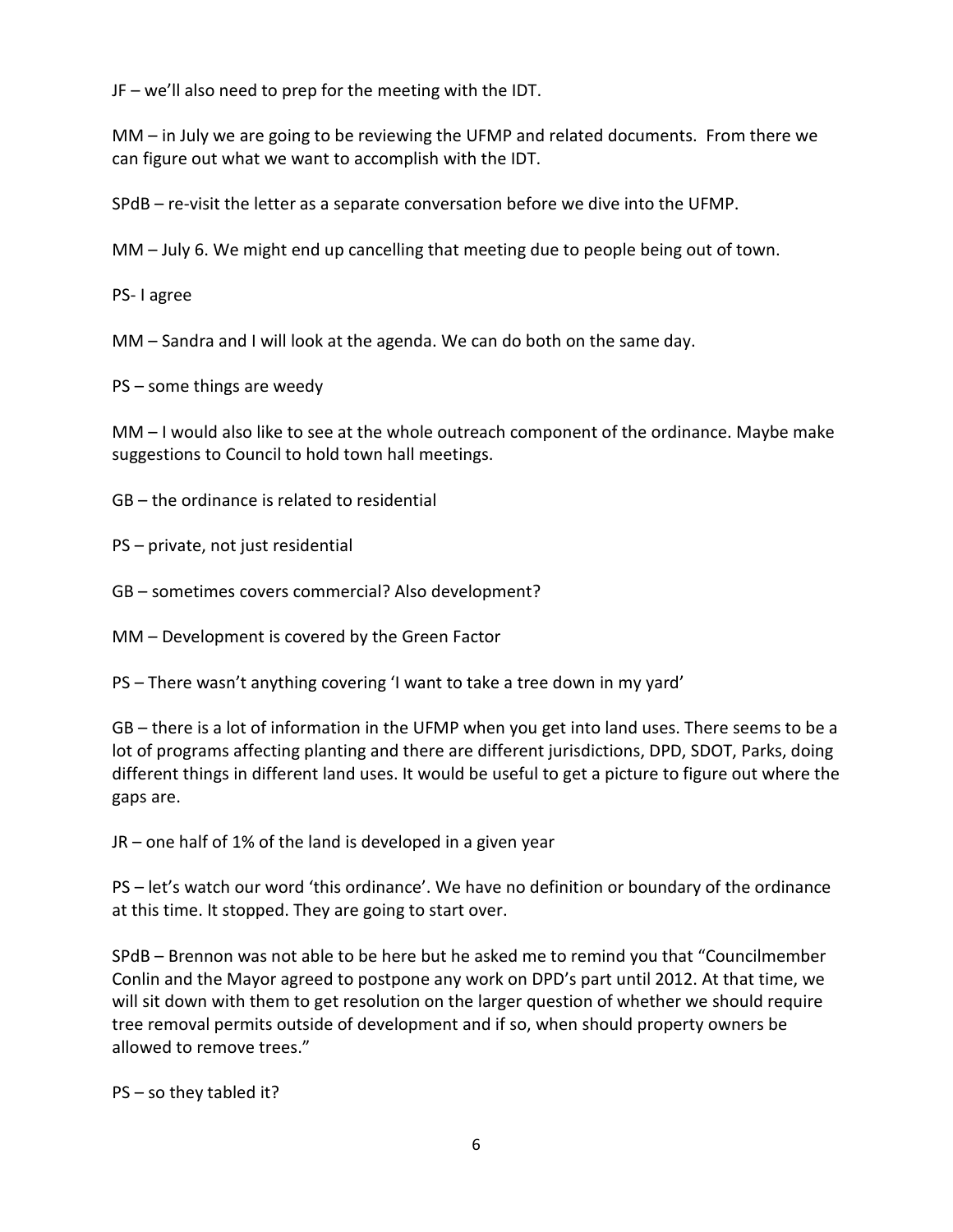JF – we'll also need to prep for the meeting with the IDT.

MM – in July we are going to be reviewing the UFMP and related documents. From there we can figure out what we want to accomplish with the IDT.

SPdB – re-visit the letter as a separate conversation before we dive into the UFMP.

MM – July 6. We might end up cancelling that meeting due to people being out of town.

PS- I agree

MM – Sandra and I will look at the agenda. We can do both on the same day.

PS – some things are weedy

MM – I would also like to see at the whole outreach component of the ordinance. Maybe make suggestions to Council to hold town hall meetings.

GB – the ordinance is related to residential

PS – private, not just residential

GB – sometimes covers commercial? Also development?

MM – Development is covered by the Green Factor

PS – There wasn't anything covering 'I want to take a tree down in my yard'

GB – there is a lot of information in the UFMP when you get into land uses. There seems to be a lot of programs affecting planting and there are different jurisdictions, DPD, SDOT, Parks, doing different things in different land uses. It would be useful to get a picture to figure out where the gaps are.

JR – one half of 1% of the land is developed in a given year

PS – let's watch our word 'this ordinance'. We have no definition or boundary of the ordinance at this time. It stopped. They are going to start over.

SPdB – Brennon was not able to be here but he asked me to remind you that "Councilmember Conlin and the Mayor agreed to postpone any work on DPD's part until 2012. At that time, we will sit down with them to get resolution on the larger question of whether we should require tree removal permits outside of development and if so, when should property owners be allowed to remove trees."

PS – so they tabled it?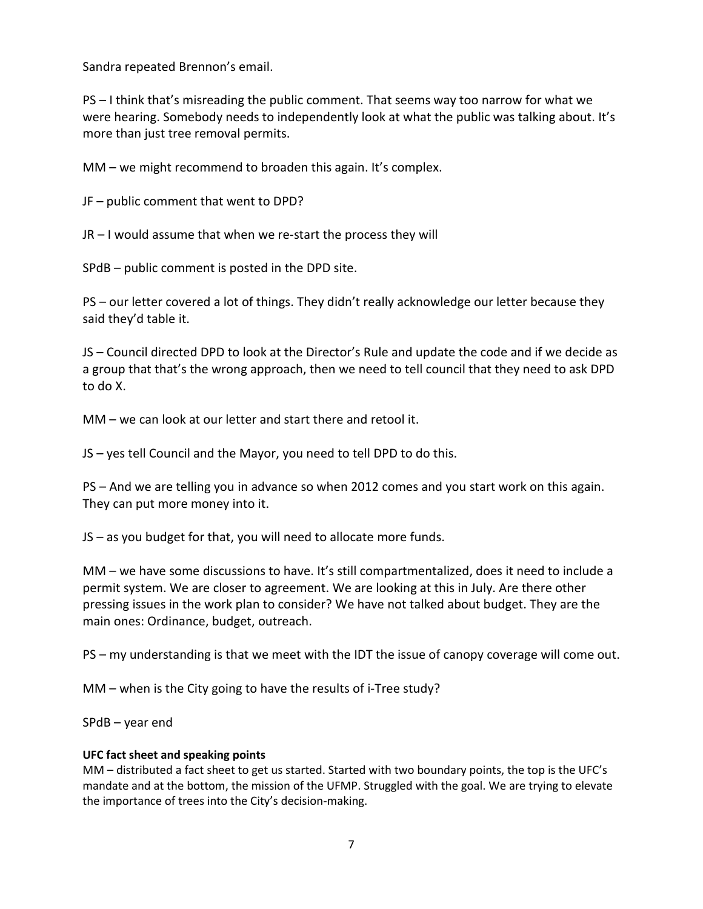Sandra repeated Brennon's email.

PS – I think that's misreading the public comment. That seems way too narrow for what we were hearing. Somebody needs to independently look at what the public was talking about. It's more than just tree removal permits.

MM – we might recommend to broaden this again. It's complex.

JF – public comment that went to DPD?

JR – I would assume that when we re-start the process they will

SPdB – public comment is posted in the DPD site.

PS – our letter covered a lot of things. They didn't really acknowledge our letter because they said they'd table it.

JS – Council directed DPD to look at the Director's Rule and update the code and if we decide as a group that that's the wrong approach, then we need to tell council that they need to ask DPD to do X.

MM – we can look at our letter and start there and retool it.

JS – yes tell Council and the Mayor, you need to tell DPD to do this.

PS – And we are telling you in advance so when 2012 comes and you start work on this again. They can put more money into it.

JS – as you budget for that, you will need to allocate more funds.

MM – we have some discussions to have. It's still compartmentalized, does it need to include a permit system. We are closer to agreement. We are looking at this in July. Are there other pressing issues in the work plan to consider? We have not talked about budget. They are the main ones: Ordinance, budget, outreach.

PS – my understanding is that we meet with the IDT the issue of canopy coverage will come out.

MM – when is the City going to have the results of i-Tree study?

SPdB – year end

**UFC fact sheet and speaking points**

MM – distributed a fact sheet to get us started. Started with two boundary points, the top is the UFC's mandate and at the bottom, the mission of the UFMP. Struggled with the goal. We are trying to elevate the importance of trees into the City's decision-making.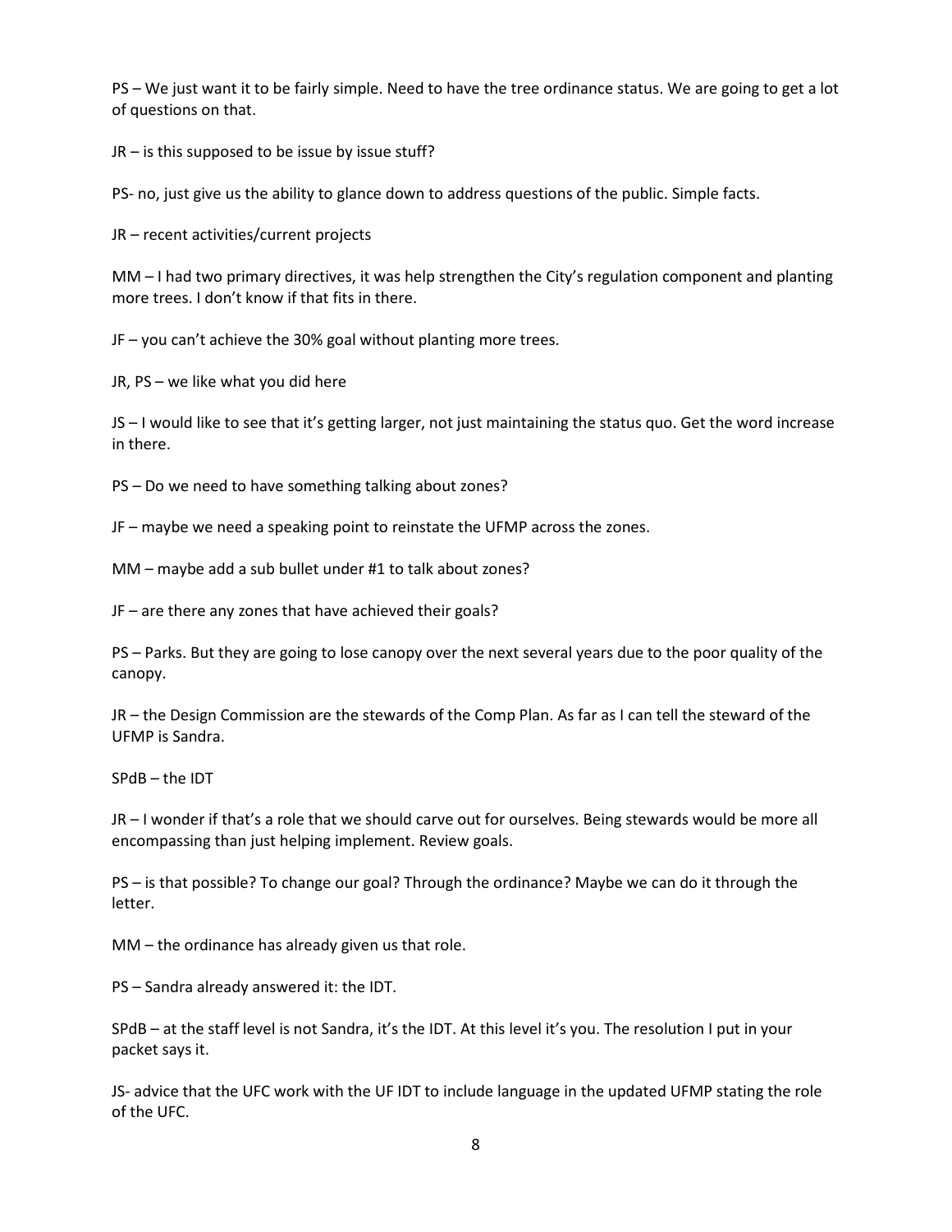PS – We just want it to be fairly simple. Need to have the tree ordinance status. We are going to get a lot of questions on that.

JR – is this supposed to be issue by issue stuff?

PS- no, just give us the ability to glance down to address questions of the public. Simple facts.

JR – recent activities/current projects

MM – I had two primary directives, it was help strengthen the City's regulation component and planting more trees. I don't know if that fits in there.

JF – you can't achieve the 30% goal without planting more trees.

JR, PS – we like what you did here

JS – I would like to see that it's getting larger, not just maintaining the status quo. Get the word increase in there.

PS – Do we need to have something talking about zones?

JF – maybe we need a speaking point to reinstate the UFMP across the zones.

MM – maybe add a sub bullet under #1 to talk about zones?

JF – are there any zones that have achieved their goals?

PS – Parks. But they are going to lose canopy over the next several years due to the poor quality of the canopy.

JR – the Design Commission are the stewards of the Comp Plan. As far as I can tell the steward of the UFMP is Sandra.

SPdB – the IDT

JR – I wonder if that's a role that we should carve out for ourselves. Being stewards would be more all encompassing than just helping implement. Review goals.

PS – is that possible? To change our goal? Through the ordinance? Maybe we can do it through the letter.

MM – the ordinance has already given us that role.

PS – Sandra already answered it: the IDT.

SPdB – at the staff level is not Sandra, it's the IDT. At this level it's you. The resolution I put in your packet says it.

JS- advice that the UFC work with the UF IDT to include language in the updated UFMP stating the role of the UFC.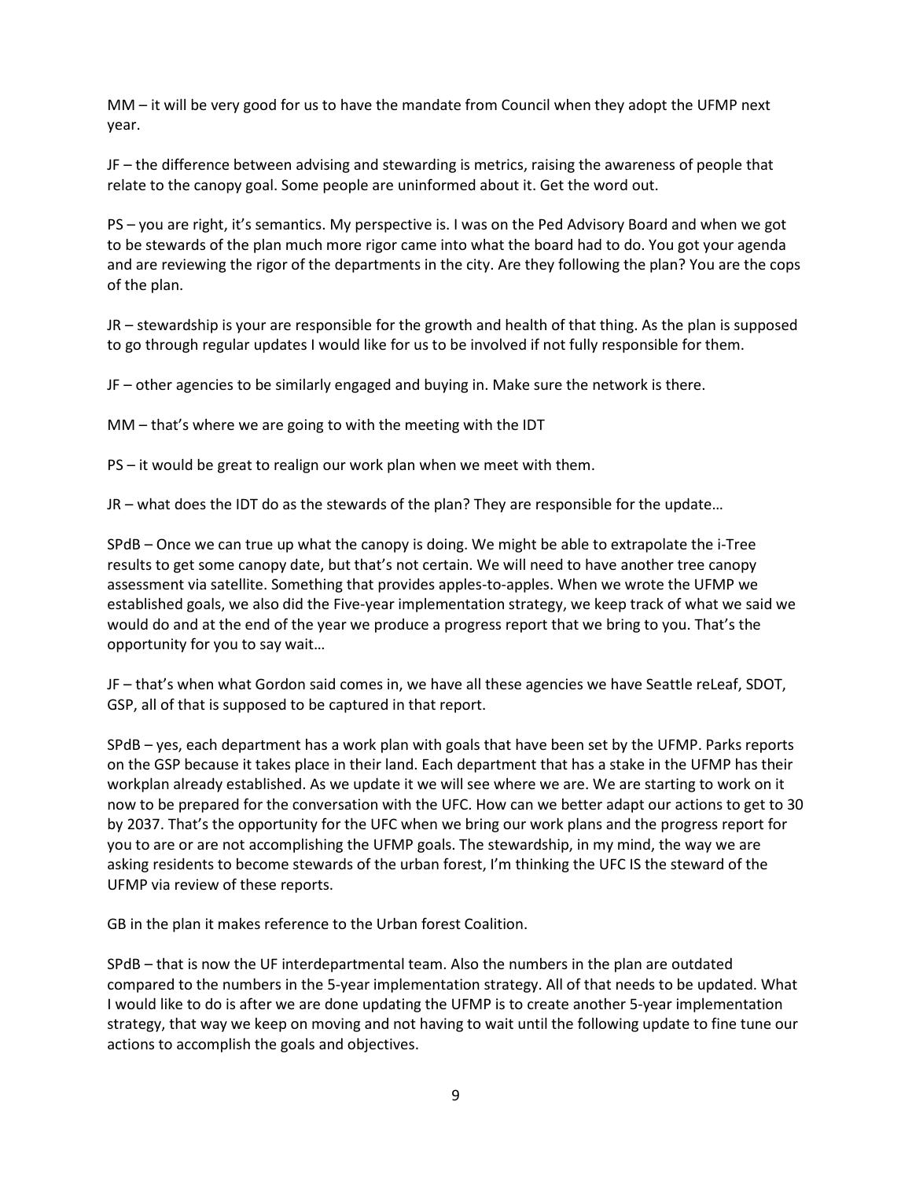MM – it will be very good for us to have the mandate from Council when they adopt the UFMP next year.

JF – the difference between advising and stewarding is metrics, raising the awareness of people that relate to the canopy goal. Some people are uninformed about it. Get the word out.

PS – you are right, it's semantics. My perspective is. I was on the Ped Advisory Board and when we got to be stewards of the plan much more rigor came into what the board had to do. You got your agenda and are reviewing the rigor of the departments in the city. Are they following the plan? You are the cops of the plan.

JR – stewardship is your are responsible for the growth and health of that thing. As the plan is supposed to go through regular updates I would like for us to be involved if not fully responsible for them.

JF – other agencies to be similarly engaged and buying in. Make sure the network is there.

MM – that's where we are going to with the meeting with the IDT

PS – it would be great to realign our work plan when we meet with them.

JR – what does the IDT do as the stewards of the plan? They are responsible for the update…

SPdB – Once we can true up what the canopy is doing. We might be able to extrapolate the i-Tree results to get some canopy date, but that's not certain. We will need to have another tree canopy assessment via satellite. Something that provides apples-to-apples. When we wrote the UFMP we established goals, we also did the Five-year implementation strategy, we keep track of what we said we would do and at the end of the year we produce a progress report that we bring to you. That's the opportunity for you to say wait…

JF – that's when what Gordon said comes in, we have all these agencies we have Seattle reLeaf, SDOT, GSP, all of that is supposed to be captured in that report.

SPdB – yes, each department has a work plan with goals that have been set by the UFMP. Parks reports on the GSP because it takes place in their land. Each department that has a stake in the UFMP has their workplan already established. As we update it we will see where we are. We are starting to work on it now to be prepared for the conversation with the UFC. How can we better adapt our actions to get to 30 by 2037. That's the opportunity for the UFC when we bring our work plans and the progress report for you to are or are not accomplishing the UFMP goals. The stewardship, in my mind, the way we are asking residents to become stewards of the urban forest, I'm thinking the UFC IS the steward of the UFMP via review of these reports.

GB in the plan it makes reference to the Urban forest Coalition.

SPdB – that is now the UF interdepartmental team. Also the numbers in the plan are outdated compared to the numbers in the 5-year implementation strategy. All of that needs to be updated. What I would like to do is after we are done updating the UFMP is to create another 5-year implementation strategy, that way we keep on moving and not having to wait until the following update to fine tune our actions to accomplish the goals and objectives.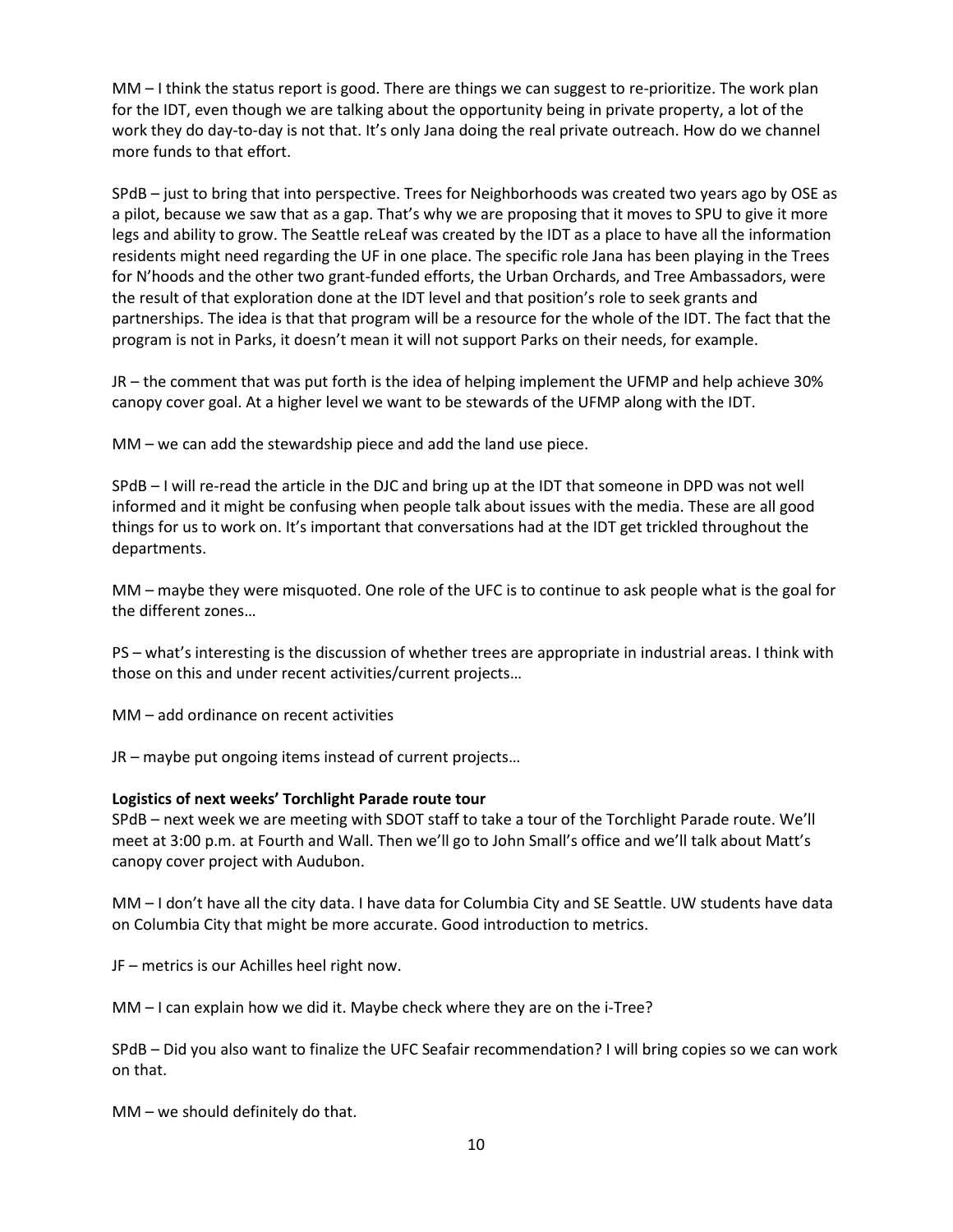MM – I think the status report is good. There are things we can suggest to re-prioritize. The work plan for the IDT, even though we are talking about the opportunity being in private property, a lot of the work they do day-to-day is not that. It's only Jana doing the real private outreach. How do we channel more funds to that effort.

SPdB – just to bring that into perspective. Trees for Neighborhoods was created two years ago by OSE as a pilot, because we saw that as a gap. That's why we are proposing that it moves to SPU to give it more legs and ability to grow. The Seattle reLeaf was created by the IDT as a place to have all the information residents might need regarding the UF in one place. The specific role Jana has been playing in the Trees for N'hoods and the other two grant-funded efforts, the Urban Orchards, and Tree Ambassadors, were the result of that exploration done at the IDT level and that position's role to seek grants and partnerships. The idea is that that program will be a resource for the whole of the IDT. The fact that the program is not in Parks, it doesn't mean it will not support Parks on their needs, for example.

JR – the comment that was put forth is the idea of helping implement the UFMP and help achieve 30% canopy cover goal. At a higher level we want to be stewards of the UFMP along with the IDT.

MM – we can add the stewardship piece and add the land use piece.

SPdB – I will re-read the article in the DJC and bring up at the IDT that someone in DPD was not well informed and it might be confusing when people talk about issues with the media. These are all good things for us to work on. It's important that conversations had at the IDT get trickled throughout the departments.

MM – maybe they were misquoted. One role of the UFC is to continue to ask people what is the goal for the different zones…

PS – what's interesting is the discussion of whether trees are appropriate in industrial areas. I think with those on this and under recent activities/current projects…

MM – add ordinance on recent activities

JR – maybe put ongoing items instead of current projects…

**Logistics of next weeks' Torchlight Parade route tour**

SPdB – next week we are meeting with SDOT staff to take a tour of the Torchlight Parade route. We'll meet at 3:00 p.m. at Fourth and Wall. Then we'll go to John Small's office and we'll talk about Matt's canopy cover project with Audubon.

MM – I don't have all the city data. I have data for Columbia City and SE Seattle. UW students have data on Columbia City that might be more accurate. Good introduction to metrics.

JF – metrics is our Achilles heel right now.

MM – I can explain how we did it. Maybe check where they are on the i-Tree?

SPdB – Did you also want to finalize the UFC Seafair recommendation? I will bring copies so we can work on that.

MM – we should definitely do that.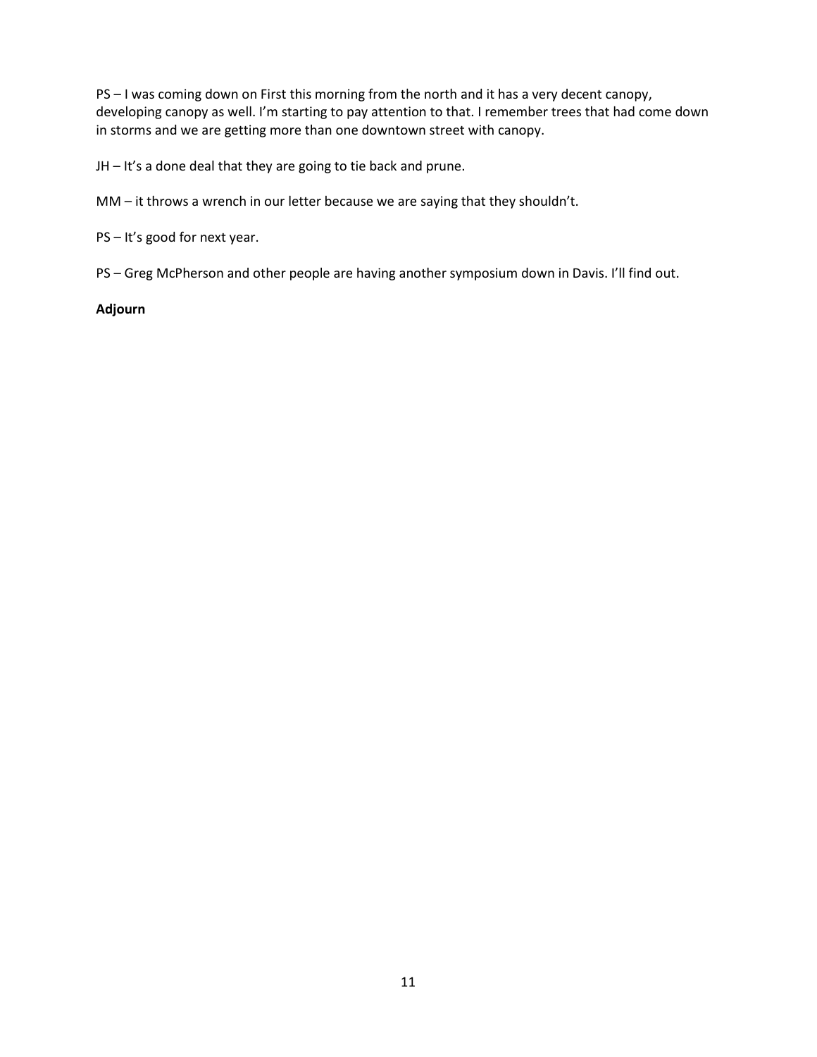PS – I was coming down on First this morning from the north and it has a very decent canopy, developing canopy as well. I'm starting to pay attention to that. I remember trees that had come down in storms and we are getting more than one downtown street with canopy.

JH – It's a done deal that they are going to tie back and prune.

MM – it throws a wrench in our letter because we are saying that they shouldn't.

PS – It's good for next year.

PS – Greg McPherson and other people are having another symposium down in Davis. I'll find out.

**Adjourn**